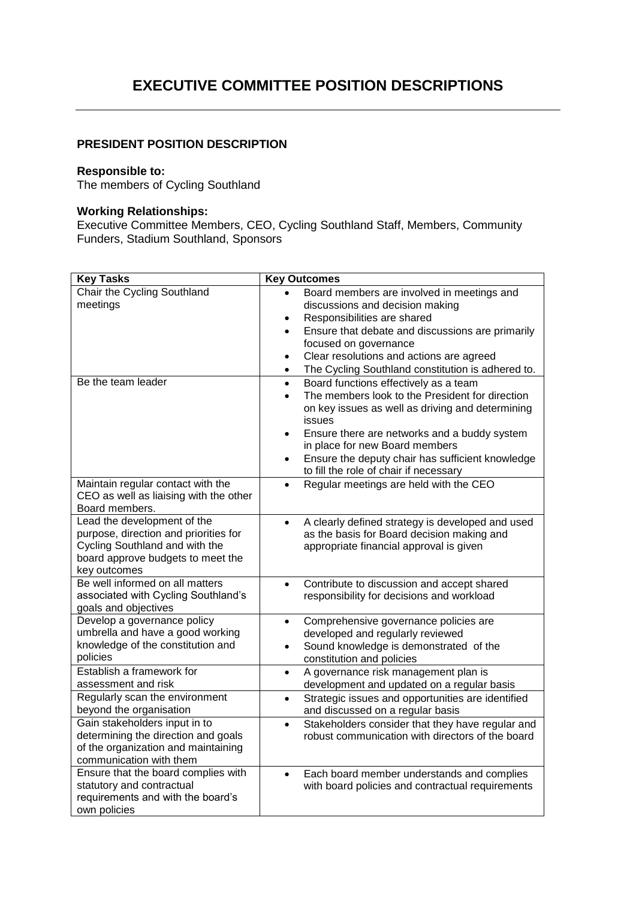# EXECUTIVE COMMITTEE POSITION DESCRIPTIONS

## PRESIDENT POSITION DESCRIPTION

**Responsible to:**
The members of Cycling Southland

**Working Relationships:**
Executive Committee Members, CEO, Cycling Southland Staff, Members, Community Funders, Stadium Southland, Sponsors

| Key Tasks | Key Outcomes |
|---|---|
| Chair the Cycling Southland meetings | • Board members are involved in meetings and discussions and decision making<br>• Responsibilities are shared<br>• Ensure that debate and discussions are primarily focused on governance<br>• Clear resolutions and actions are agreed<br>• The Cycling Southland constitution is adhered to. |
| Be the team leader | • Board functions effectively as a team<br>• The members look to the President for direction on key issues as well as driving and determining issues<br>• Ensure there are networks and a buddy system in place for new Board members<br>• Ensure the deputy chair has sufficient knowledge to fill the role of chair if necessary |
| Maintain regular contact with the CEO as well as liaising with the other Board members. | • Regular meetings are held with the CEO |
| Lead the development of the purpose, direction and priorities for Cycling Southland and with the board approve budgets to meet the key outcomes | • A clearly defined strategy is developed and used as the basis for Board decision making and appropriate financial approval is given |
| Be well informed on all matters associated with Cycling Southland's goals and objectives | • Contribute to discussion and accept shared responsibility for decisions and workload |
| Develop a governance policy umbrella and have a good working knowledge of the constitution and policies | • Comprehensive governance policies are developed and regularly reviewed<br>• Sound knowledge is demonstrated of the constitution and policies |
| Establish a framework for assessment and risk | • A governance risk management plan is development and updated on a regular basis |
| Regularly scan the environment beyond the organisation | • Strategic issues and opportunities are identified and discussed on a regular basis |
| Gain stakeholders input in to determining the direction and goals of the organization and maintaining communication with them | • Stakeholders consider that they have regular and robust communication with directors of the board |
| Ensure that the board complies with statutory and contractual requirements and with the board's own policies | • Each board member understands and complies with board policies and contractual requirements |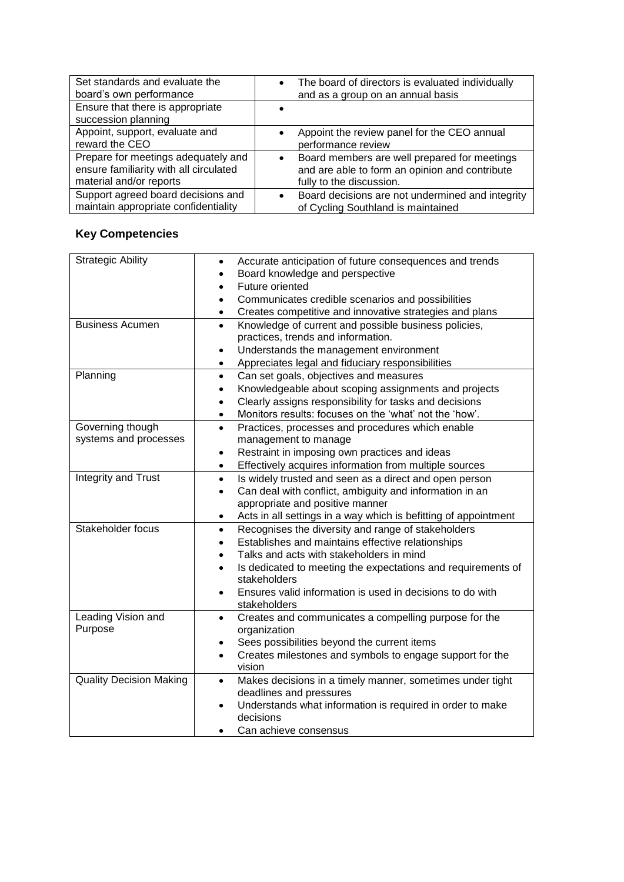| Set standards and evaluate the board's own performance | • The board of directors is evaluated individually and as a group on an annual basis |
|---|---|
| Ensure that there is appropriate succession planning | • |
| Appoint, support, evaluate and reward the CEO | • Appoint the review panel for the CEO annual performance review |
| Prepare for meetings adequately and ensure familiarity with all circulated material and/or reports | • Board members are well prepared for meetings and are able to form an opinion and contribute fully to the discussion. |
| Support agreed board decisions and maintain appropriate confidentiality | • Board decisions are not undermined and integrity of Cycling Southland is maintained |

## Key Competencies

| Strategic Ability | • Accurate anticipation of future consequences and trends<br>• Board knowledge and perspective<br>• Future oriented<br>• Communicates credible scenarios and possibilities<br>• Creates competitive and innovative strategies and plans |
|---|---|
| Business Acumen | • Knowledge of current and possible business policies, practices, trends and information.<br>• Understands the management environment<br>• Appreciates legal and fiduciary responsibilities |
| Planning | • Can set goals, objectives and measures<br>• Knowledgeable about scoping assignments and projects<br>• Clearly assigns responsibility for tasks and decisions<br>• Monitors results: focuses on the 'what' not the 'how'. |
| Governing though systems and processes | • Practices, processes and procedures which enable management to manage<br>• Restraint in imposing own practices and ideas<br>• Effectively acquires information from multiple sources |
| Integrity and Trust | • Is widely trusted and seen as a direct and open person<br>• Can deal with conflict, ambiguity and information in an appropriate and positive manner<br>• Acts in all settings in a way which is befitting of appointment |
| Stakeholder focus | • Recognises the diversity and range of stakeholders<br>• Establishes and maintains effective relationships<br>• Talks and acts with stakeholders in mind<br>• Is dedicated to meeting the expectations and requirements of stakeholders<br>• Ensures valid information is used in decisions to do with stakeholders |
| Leading Vision and Purpose | • Creates and communicates a compelling purpose for the organization<br>• Sees possibilities beyond the current items<br>• Creates milestones and symbols to engage support for the vision |
| Quality Decision Making | • Makes decisions in a timely manner, sometimes under tight deadlines and pressures<br>• Understands what information is required in order to make decisions<br>• Can achieve consensus |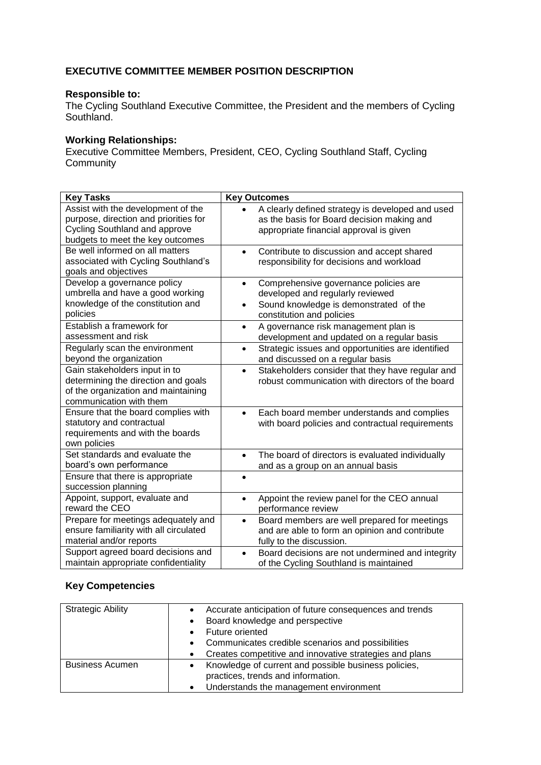## EXECUTIVE COMMITTEE MEMBER POSITION DESCRIPTION

**Responsible to:**
The Cycling Southland Executive Committee, the President and the members of Cycling Southland.

**Working Relationships:**
Executive Committee Members, President, CEO, Cycling Southland Staff, Cycling Community

| Key Tasks | Key Outcomes |
|---|---|
| Assist with the development of the purpose, direction and priorities for Cycling Southland and approve budgets to meet the key outcomes | • A clearly defined strategy is developed and used as the basis for Board decision making and appropriate financial approval is given |
| Be well informed on all matters associated with Cycling Southland's goals and objectives | • Contribute to discussion and accept shared responsibility for decisions and workload |
| Develop a governance policy umbrella and have a good working knowledge of the constitution and policies | • Comprehensive governance policies are developed and regularly reviewed<br>• Sound knowledge is demonstrated of the constitution and policies |
| Establish a framework for assessment and risk | • A governance risk management plan is development and updated on a regular basis |
| Regularly scan the environment beyond the organization | • Strategic issues and opportunities are identified and discussed on a regular basis |
| Gain stakeholders input in to determining the direction and goals of the organization and maintaining communication with them | • Stakeholders consider that they have regular and robust communication with directors of the board |
| Ensure that the board complies with statutory and contractual requirements and with the boards own policies | • Each board member understands and complies with board policies and contractual requirements |
| Set standards and evaluate the board's own performance | • The board of directors is evaluated individually and as a group on an annual basis |
| Ensure that there is appropriate succession planning | • |
| Appoint, support, evaluate and reward the CEO | • Appoint the review panel for the CEO annual performance review |
| Prepare for meetings adequately and ensure familiarity with all circulated material and/or reports | • Board members are well prepared for meetings and are able to form an opinion and contribute fully to the discussion. |
| Support agreed board decisions and maintain appropriate confidentiality | • Board decisions are not undermined and integrity of the Cycling Southland is maintained |

### Key Competencies

| | |
|---|---|
| Strategic Ability | • Accurate anticipation of future consequences and trends<br>• Board knowledge and perspective<br>• Future oriented<br>• Communicates credible scenarios and possibilities<br>• Creates competitive and innovative strategies and plans |
| Business Acumen | • Knowledge of current and possible business policies, practices, trends and information.<br>• Understands the management environment |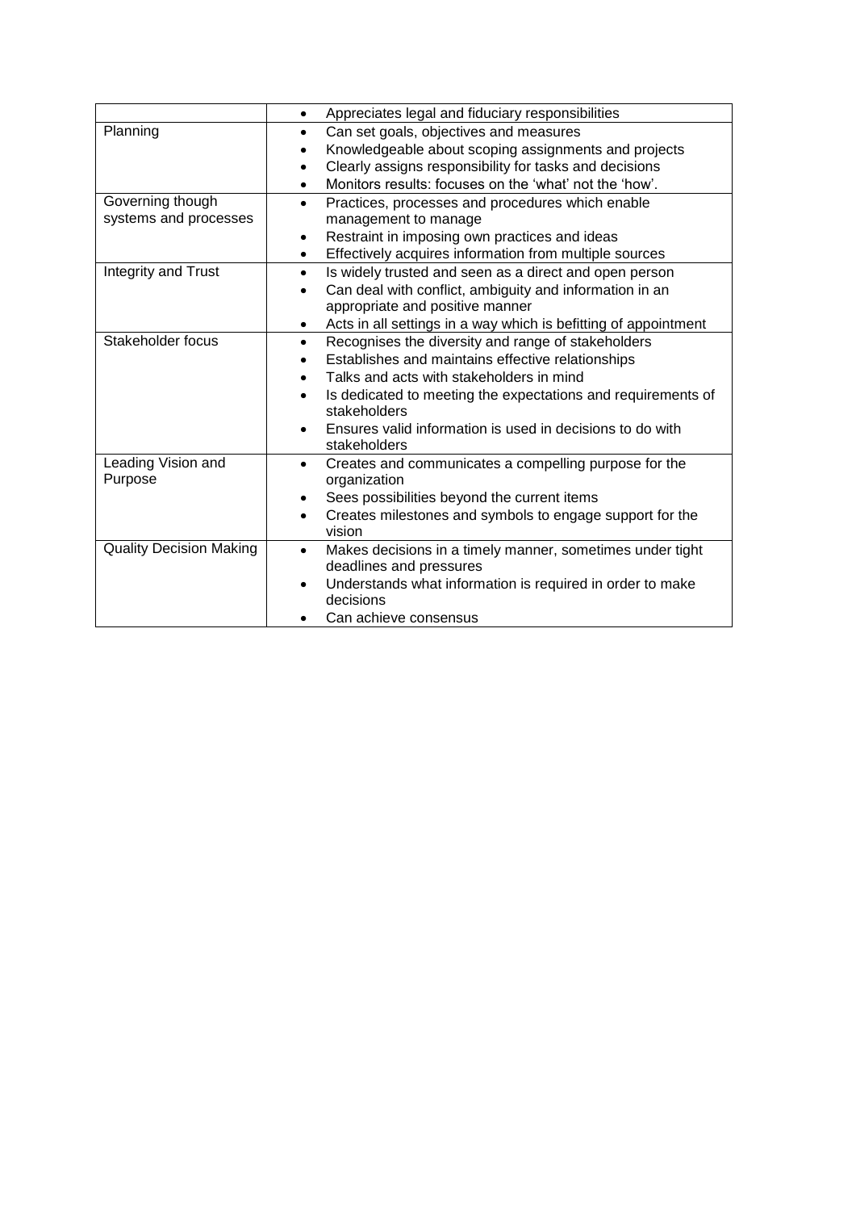| | |
|---|---|
| | • Appreciates legal and fiduciary responsibilities |
| Planning | • Can set goals, objectives and measures<br>• Knowledgeable about scoping assignments and projects<br>• Clearly assigns responsibility for tasks and decisions<br>• Monitors results: focuses on the 'what' not the 'how'. |
| Governing though systems and processes | • Practices, processes and procedures which enable management to manage<br>• Restraint in imposing own practices and ideas<br>• Effectively acquires information from multiple sources |
| Integrity and Trust | • Is widely trusted and seen as a direct and open person<br>• Can deal with conflict, ambiguity and information in an appropriate and positive manner<br>• Acts in all settings in a way which is befitting of appointment |
| Stakeholder focus | • Recognises the diversity and range of stakeholders<br>• Establishes and maintains effective relationships<br>• Talks and acts with stakeholders in mind<br>• Is dedicated to meeting the expectations and requirements of stakeholders<br>• Ensures valid information is used in decisions to do with stakeholders |
| Leading Vision and Purpose | • Creates and communicates a compelling purpose for the organization<br>• Sees possibilities beyond the current items<br>• Creates milestones and symbols to engage support for the vision |
| Quality Decision Making | • Makes decisions in a timely manner, sometimes under tight deadlines and pressures<br>• Understands what information is required in order to make decisions<br>• Can achieve consensus |